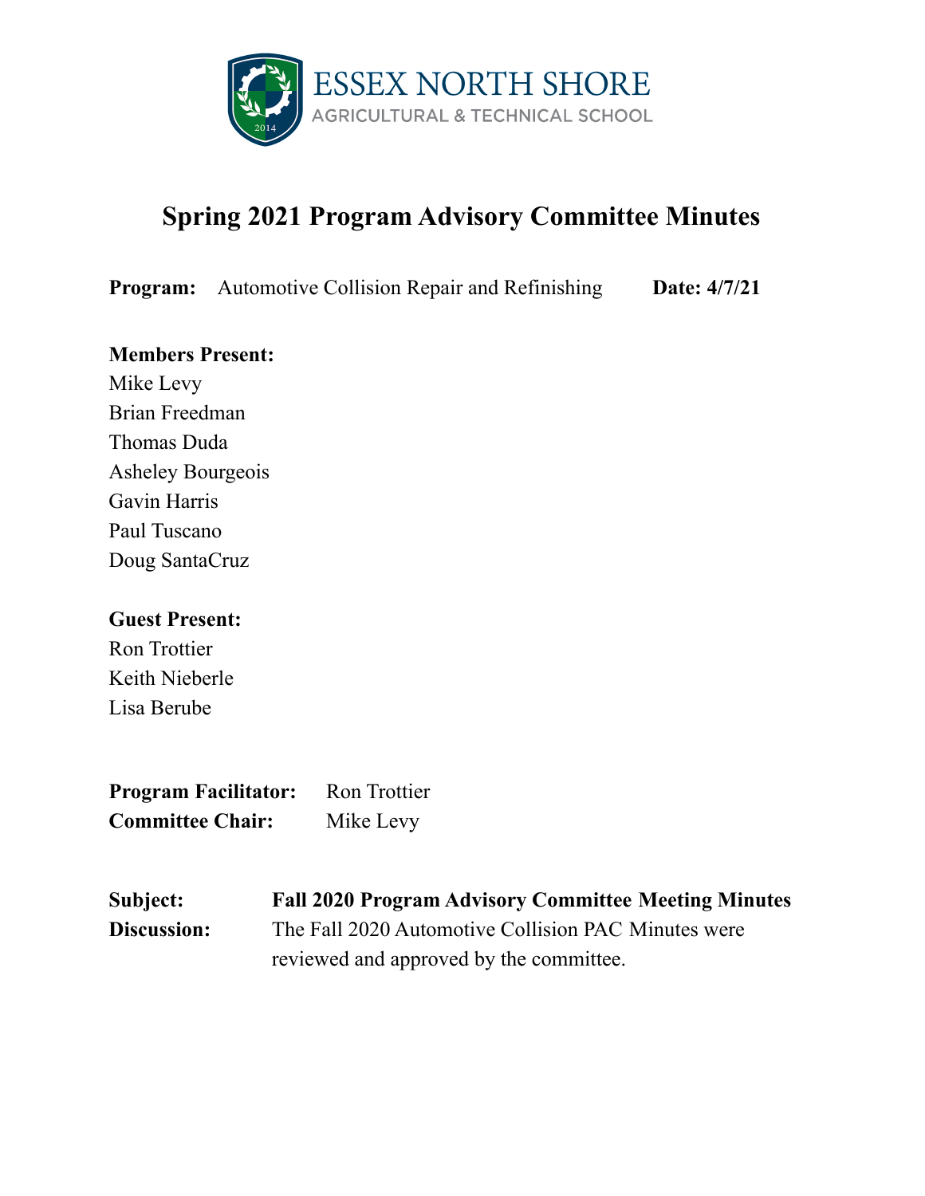ESSEX NORTH SHORE
AGRICULTURAL & TECHNICAL SCHOOL

# Spring 2021 Program Advisory Committee Minutes

**Program:** Automotive Collision Repair and Refinishing **Date: 4/7/21**

**Members Present:**
Mike Levy
Brian Freedman
Thomas Duda
Asheley Bourgeois
Gavin Harris
Paul Tuscano
Doug SantaCruz

**Guest Present:**
Ron Trottier
Keith Nieberle
Lisa Berube

**Program Facilitator:** Ron Trottier
**Committee Chair:** Mike Levy

**Subject:** **Fall 2020 Program Advisory Committee Meeting Minutes**
**Discussion:** The Fall 2020 Automotive Collision PAC Minutes were reviewed and approved by the committee.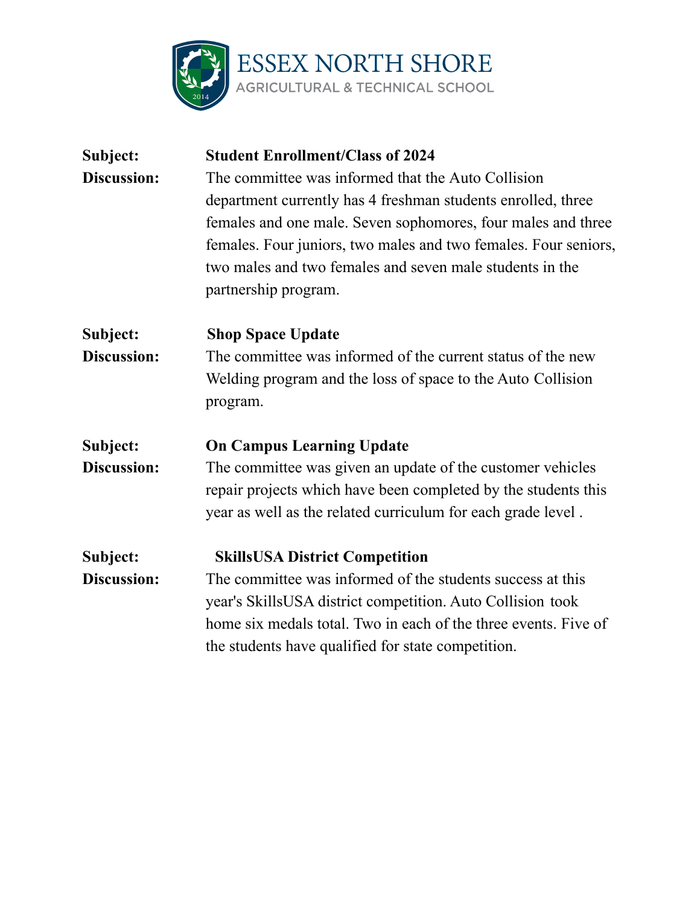# ESSEX NORTH SHORE

AGRICULTURAL & TECHNICAL SCHOOL

**Subject:** **Student Enrollment/Class of 2024**

**Discussion:** The committee was informed that the Auto Collision department currently has 4 freshman students enrolled, three females and one male. Seven sophomores, four males and three females. Four juniors, two males and two females. Four seniors, two males and two females and seven male students in the partnership program.

**Subject:** **Shop Space Update**

**Discussion:** The committee was informed of the current status of the new Welding program and the loss of space to the Auto Collision program.

**Subject:** **On Campus Learning Update**

**Discussion:** The committee was given an update of the customer vehicles repair projects which have been completed by the students this year as well as the related curriculum for each grade level .

**Subject:** **SkillsUSA District Competition**

**Discussion:** The committee was informed of the students success at this year's SkillsUSA district competition. Auto Collision took home six medals total. Two in each of the three events. Five of the students have qualified for state competition.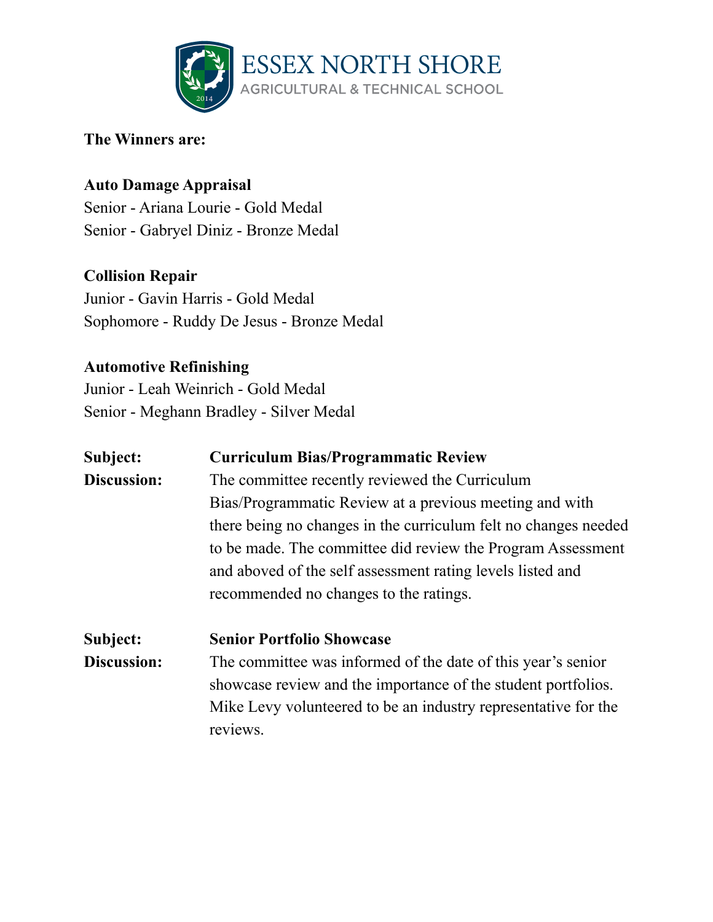**The Winners are:**

**Auto Damage Appraisal**
Senior - Ariana Lourie - Gold Medal
Senior - Gabryel Diniz - Bronze Medal

**Collision Repair**
Junior - Gavin Harris - Gold Medal
Sophomore - Ruddy De Jesus - Bronze Medal

**Automotive Refinishing**
Junior - Leah Weinrich - Gold Medal
Senior - Meghann Bradley - Silver Medal

**Subject:** **Curriculum Bias/Programmatic Review**

**Discussion:** The committee recently reviewed the Curriculum Bias/Programmatic Review at a previous meeting and with there being no changes in the curriculum felt no changes needed to be made. The committee did review the Program Assessment and aboved of the self assessment rating levels listed and recommended no changes to the ratings.

**Subject:** **Senior Portfolio Showcase**

**Discussion:** The committee was informed of the date of this year's senior showcase review and the importance of the student portfolios. Mike Levy volunteered to be an industry representative for the reviews.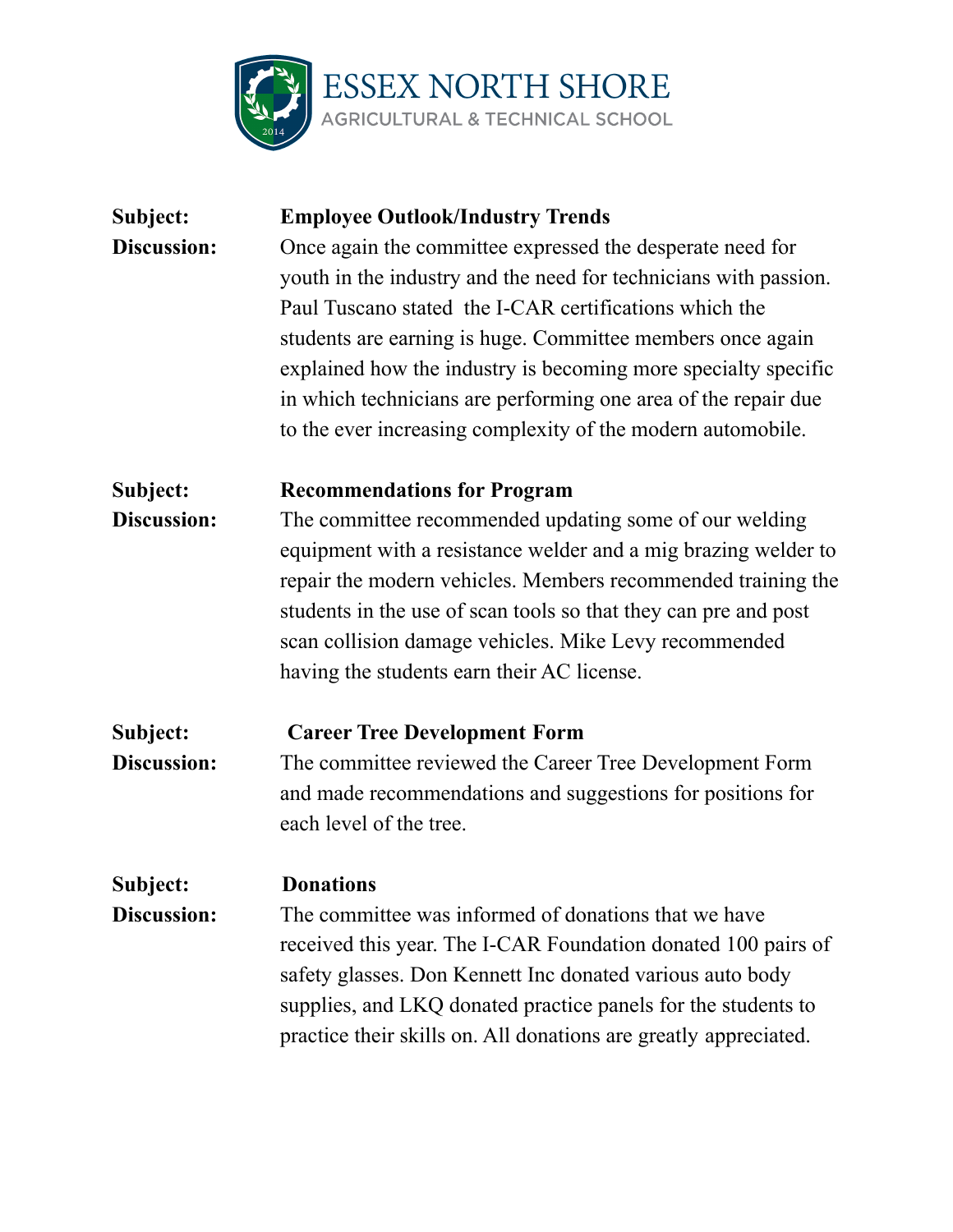**Subject:** **Employee Outlook/Industry Trends**

**Discussion:** Once again the committee expressed the desperate need for youth in the industry and the need for technicians with passion. Paul Tuscano stated the I-CAR certifications which the students are earning is huge. Committee members once again explained how the industry is becoming more specialty specific in which technicians are performing one area of the repair due to the ever increasing complexity of the modern automobile.

**Subject:** **Recommendations for Program**

**Discussion:** The committee recommended updating some of our welding equipment with a resistance welder and a mig brazing welder to repair the modern vehicles. Members recommended training the students in the use of scan tools so that they can pre and post scan collision damage vehicles. Mike Levy recommended having the students earn their AC license.

**Subject:** **Career Tree Development Form**

**Discussion:** The committee reviewed the Career Tree Development Form and made recommendations and suggestions for positions for each level of the tree.

**Subject:** **Donations**

**Discussion:** The committee was informed of donations that we have received this year. The I-CAR Foundation donated 100 pairs of safety glasses. Don Kennett Inc donated various auto body supplies, and LKQ donated practice panels for the students to practice their skills on. All donations are greatly appreciated.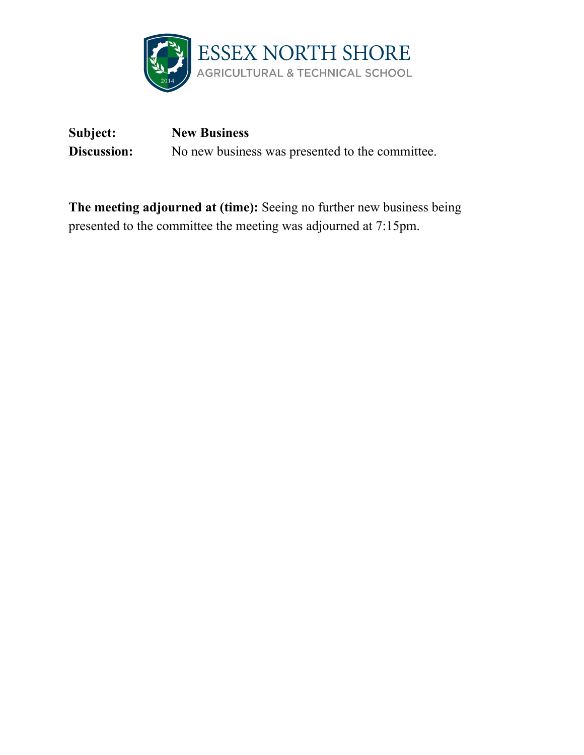**Subject:** **New Business**
**Discussion:** No new business was presented to the committee.

**The meeting adjourned at (time):** Seeing no further new business being presented to the committee the meeting was adjourned at 7:15pm.